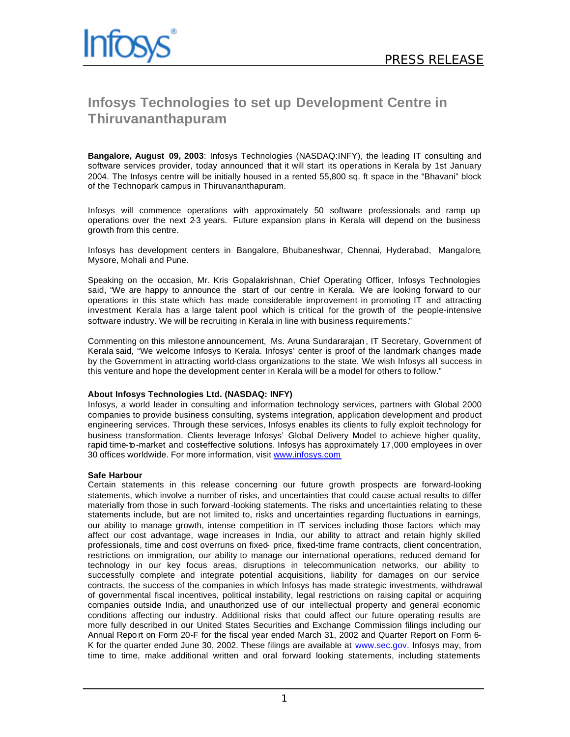PRESS RELEASE

# Infosys Technologies to set up Development Centre in Thiruvananthapuram

**Bangalore, August 09, 2003**: Infosys Technologies (NASDAQ:INFY), the leading IT consulting and software services provider, today announced that it will start its operations in Kerala by 1st January 2004. The Infosys centre will be initially housed in a rented 55,800 sq. ft space in the "Bhavani" block of the Technopark campus in Thiruvananthapuram.

Infosys will commence operations with approximately 50 software professionals and ramp up operations over the next 2-3 years. Future expansion plans in Kerala will depend on the business growth from this centre.

Infosys has development centers in Bangalore, Bhubaneshwar, Chennai, Hyderabad, Mangalore, Mysore, Mohali and Pune.

Speaking on the occasion, Mr. Kris Gopalakrishnan, Chief Operating Officer, Infosys Technologies said, "We are happy to announce the start of our centre in Kerala. We are looking forward to our operations in this state which has made considerable improvement in promoting IT and attracting investment. Kerala has a large talent pool which is critical for the growth of the people-intensive software industry. We will be recruiting in Kerala in line with business requirements."

Commenting on this milestone announcement, Ms. Aruna Sundararajan, IT Secretary, Government of Kerala said, "We welcome Infosys to Kerala. Infosys' center is proof of the landmark changes made by the Government in attracting world-class organizations to the state. We wish Infosys all success in this venture and hope the development center in Kerala will be a model for others to follow."

**About Infosys Technologies Ltd. (NASDAQ: INFY)**

Infosys, a world leader in consulting and information technology services, partners with Global 2000 companies to provide business consulting, systems integration, application development and product engineering services. Through these services, Infosys enables its clients to fully exploit technology for business transformation. Clients leverage Infosys' Global Delivery Model to achieve higher quality, rapid time-to-market and cost-effective solutions. Infosys has approximately 17,000 employees in over 30 offices worldwide. For more information, visit www.infosys.com

**Safe Harbour**

Certain statements in this release concerning our future growth prospects are forward-looking statements, which involve a number of risks, and uncertainties that could cause actual results to differ materially from those in such forward-looking statements. The risks and uncertainties relating to these statements include, but are not limited to, risks and uncertainties regarding fluctuations in earnings, our ability to manage growth, intense competition in IT services including those factors which may affect our cost advantage, wage increases in India, our ability to attract and retain highly skilled professionals, time and cost overruns on fixed- price, fixed-time frame contracts, client concentration, restrictions on immigration, our ability to manage our international operations, reduced demand for technology in our key focus areas, disruptions in telecommunication networks, our ability to successfully complete and integrate potential acquisitions, liability for damages on our service contracts, the success of the companies in which Infosys has made strategic investments, withdrawal of governmental fiscal incentives, political instability, legal restrictions on raising capital or acquiring companies outside India, and unauthorized use of our intellectual property and general economic conditions affecting our industry. Additional risks that could affect our future operating results are more fully described in our United States Securities and Exchange Commission filings including our Annual Report on Form 20-F for the fiscal year ended March 31, 2002 and Quarter Report on Form 6-K for the quarter ended June 30, 2002. These filings are available at www.sec.gov. Infosys may, from time to time, make additional written and oral forward looking statements, including statements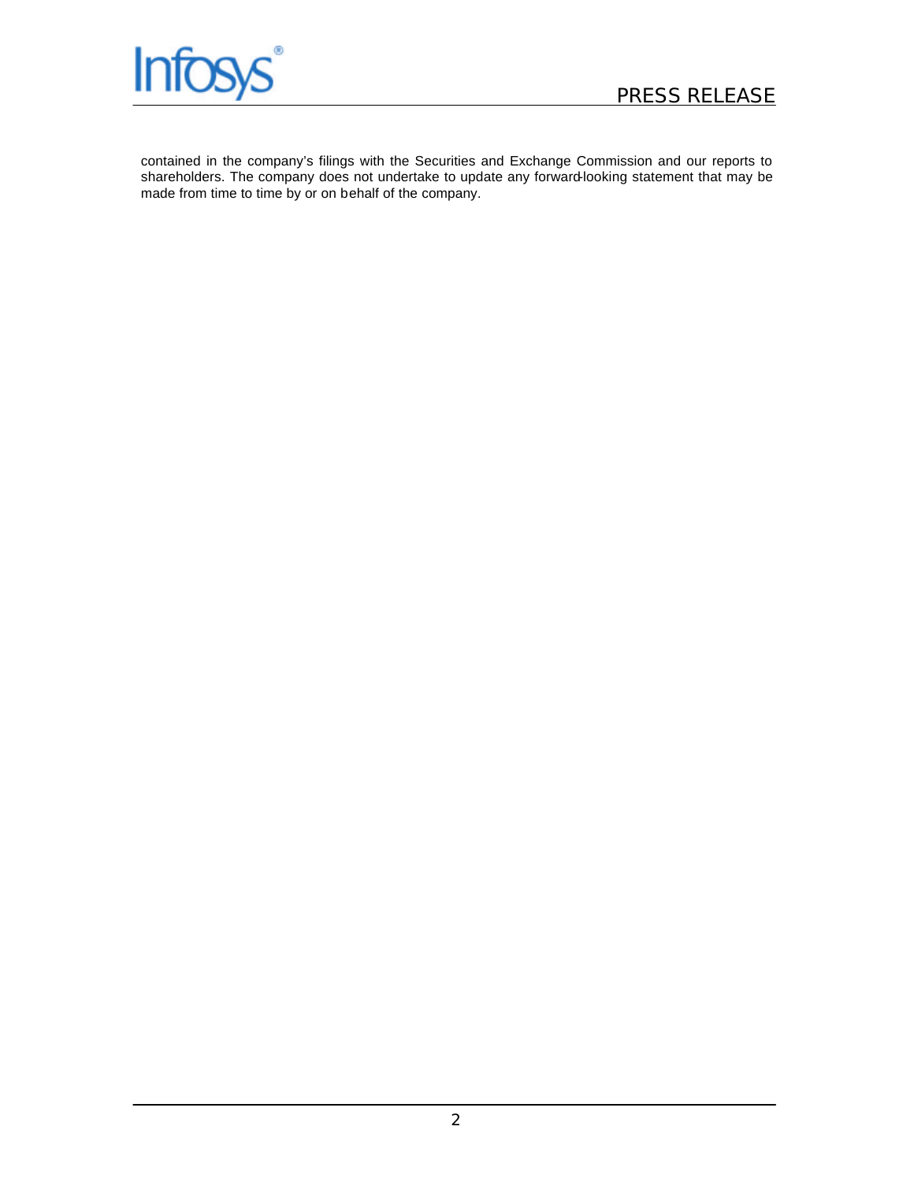contained in the company's filings with the Securities and Exchange Commission and our reports to shareholders. The company does not undertake to update any forward-looking statement that may be made from time to time by or on behalf of the company.